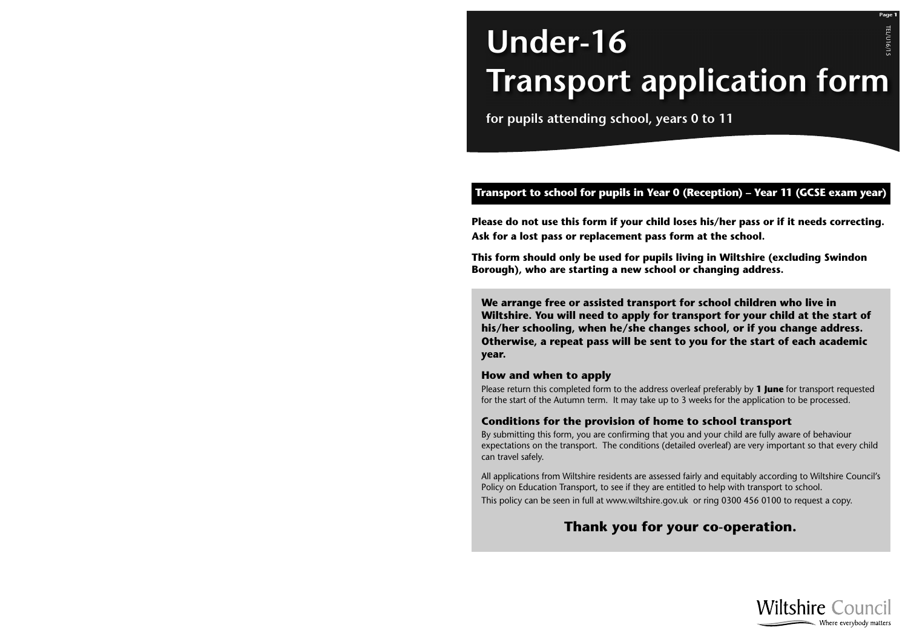# Under-16 Transport application form

**for pupils attending school, years 0 to 11**

TEL/U16/15

## Transport to school for pupils in Year 0 (Reception) – Year 11 (GCSE exam year)

**Please do not use this form if your child loses his/her pass or if it needs correcting. Ask for a lost pass or replacement pass form at the school.**

**This form should only be used for pupils living in Wiltshire (excluding Swindon Borough), who are starting a new school or changing address.**

**We arrange free or assisted transport for school children who live in Wiltshire. You will need to apply for transport for your child at the start of his/her schooling, when he/she changes school, or if you change address. Otherwise, a repeat pass will be sent to you for the start of each academic year.**

### How and when to apply

Please return this completed form to the address overleaf preferably by **1 June** for transport requested for the start of the Autumn term. It may take up to 3 weeks for the application to be processed.

### Conditions for the provision of home to school transport

By submitting this form, you are confirming that you and your child are fully aware of behaviour expectations on the transport. The conditions (detailed overleaf) are very important so that every child can travel safely.

All applications from Wiltshire residents are assessed fairly and equitably according to Wiltshire Council's Policy on Education Transport, to see if they are entitled to help with transport to school.

This policy can be seen in full at www.wiltshire.gov.uk or ring 0300 456 0100 to request a copy.

**Thank you for your co-operation.**

Wiltshire Council
Where everybody matters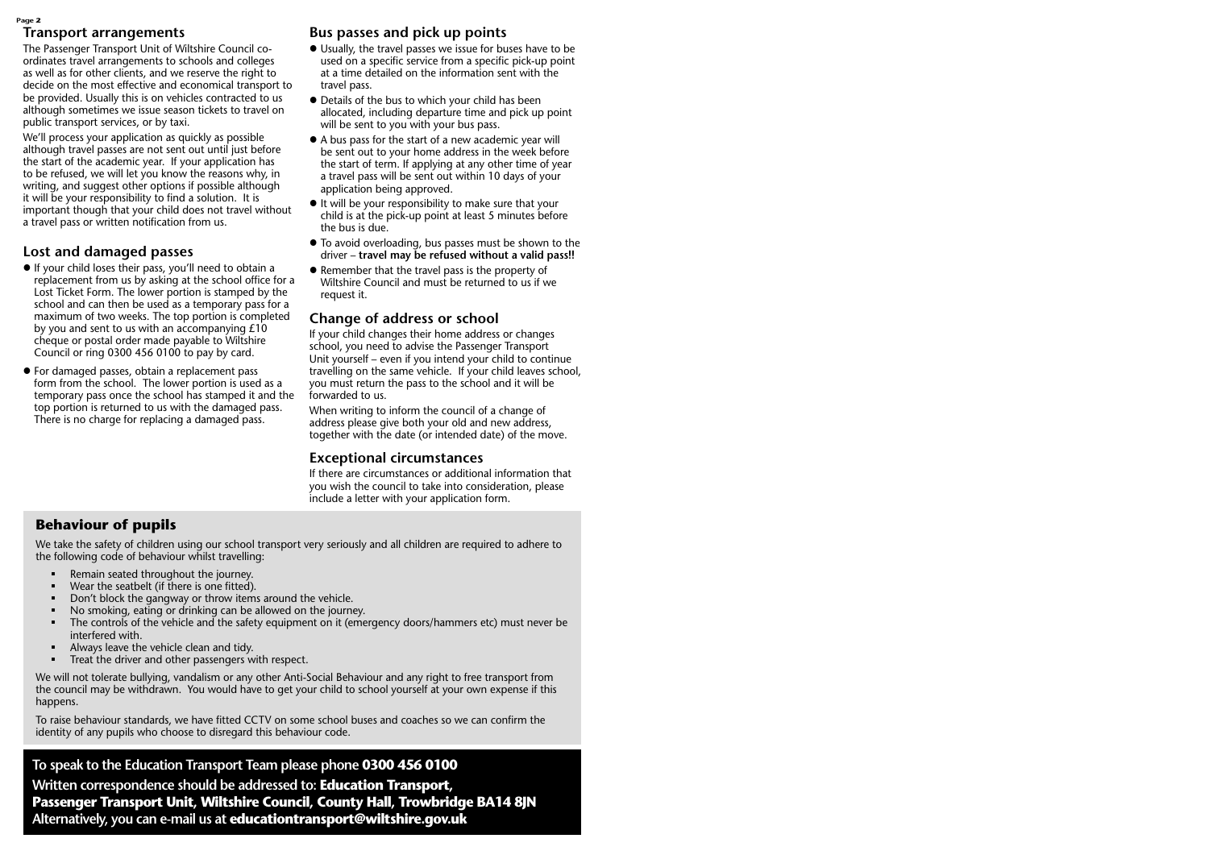## Transport arrangements

The Passenger Transport Unit of Wiltshire Council co-ordinates travel arrangements to schools and colleges as well as for other clients, and we reserve the right to decide on the most effective and economical transport to be provided. Usually this is on vehicles contracted to us although sometimes we issue season tickets to travel on public transport services, or by taxi.

We'll process your application as quickly as possible although travel passes are not sent out until just before the start of the academic year. If your application has to be refused, we will let you know the reasons why, in writing, and suggest other options if possible although it will be your responsibility to find a solution. It is important though that your child does not travel without a travel pass or written notification from us.

## Lost and damaged passes

- If your child loses their pass, you'll need to obtain a replacement from us by asking at the school office for a Lost Ticket Form. The lower portion is stamped by the school and can then be used as a temporary pass for a maximum of two weeks. The top portion is completed by you and sent to us with an accompanying £10 cheque or postal order made payable to Wiltshire Council or ring 0300 456 0100 to pay by card.
- For damaged passes, obtain a replacement pass form from the school. The lower portion is used as a temporary pass once the school has stamped it and the top portion is returned to us with the damaged pass. There is no charge for replacing a damaged pass.

## Bus passes and pick up points

- Usually, the travel passes we issue for buses have to be used on a specific service from a specific pick-up point at a time detailed on the information sent with the travel pass.
- Details of the bus to which your child has been allocated, including departure time and pick up point will be sent to you with your bus pass.
- A bus pass for the start of a new academic year will be sent out to your home address in the week before the start of term. If applying at any other time of year a travel pass will be sent out within 10 days of your application being approved.
- It will be your responsibility to make sure that your child is at the pick-up point at least 5 minutes before the bus is due.
- To avoid overloading, bus passes must be shown to the driver – **travel may be refused without a valid pass!!**
- Remember that the travel pass is the property of Wiltshire Council and must be returned to us if we request it.

## Change of address or school

If your child changes their home address or changes school, you need to advise the Passenger Transport Unit yourself – even if you intend your child to continue travelling on the same vehicle. If your child leaves school, you must return the pass to the school and it will be forwarded to us.

When writing to inform the council of a change of address please give both your old and new address, together with the date (or intended date) of the move.

## Exceptional circumstances

If there are circumstances or additional information that you wish the council to take into consideration, please include a letter with your application form.

## Behaviour of pupils

We take the safety of children using our school transport very seriously and all children are required to adhere to the following code of behaviour whilst travelling:

- Remain seated throughout the journey.
- Wear the seatbelt (if there is one fitted).
- Don't block the gangway or throw items around the vehicle.
- No smoking, eating or drinking can be allowed on the journey.
- The controls of the vehicle and the safety equipment on it (emergency doors/hammers etc) must never be interfered with.
- Always leave the vehicle clean and tidy.
- Treat the driver and other passengers with respect.

We will not tolerate bullying, vandalism or any other Anti-Social Behaviour and any right to free transport from the council may be withdrawn. You would have to get your child to school yourself at your own expense if this happens.

To raise behaviour standards, we have fitted CCTV on some school buses and coaches so we can confirm the identity of any pupils who choose to disregard this behaviour code.

To speak to the Education Transport Team please phone **0300 456 0100**

Written correspondence should be addressed to: **Education Transport, Passenger Transport Unit, Wiltshire Council, County Hall, Trowbridge BA14 8JN**

Alternatively, you can e-mail us at **educationtransport@wiltshire.gov.uk**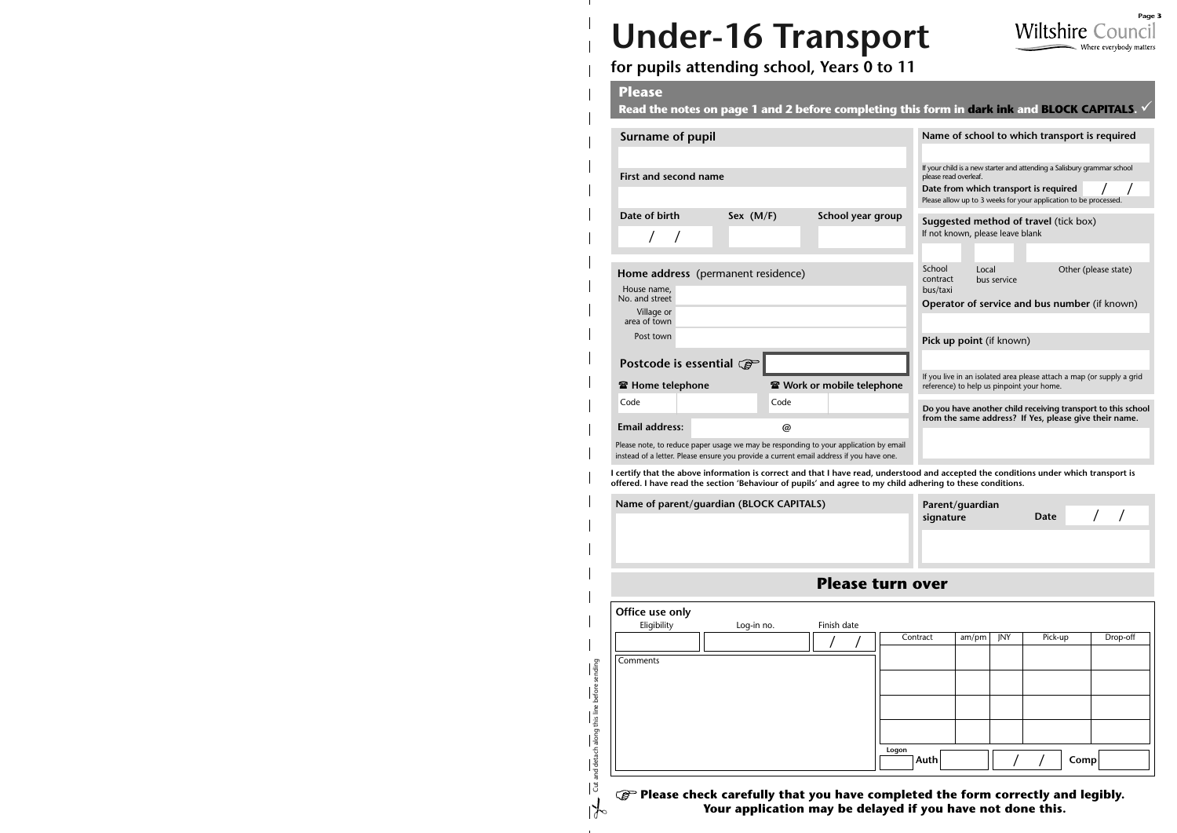# Under-16 Transport

## for pupils attending school, Years 0 to 11

**Please**

**Read the notes on page 1 and 2 before completing this form in dark ink and BLOCK CAPITALS.** ✓

**Surname of pupil**

**First and second name**

| Date of birth | Sex (M/F) | School year group |
|---|---|---|
| / / | | |

**Name of school to which transport is required**

If your child is a new starter and attending a Salisbury grammar school please read overleaf.

**Date from which transport is required** / /

Please allow up to 3 weeks for your application to be processed.

**Suggested method of travel** (tick box)
If not known, please leave blank

| School contract bus/taxi | Local bus service | Other (please state) |
|---|---|---|
| | | |

**Operator of service and bus number** (if known)

**Pick up point** (if known)

If you live in an isolated area please attach a map (or supply a grid reference) to help us pinpoint your home.

**Do you have another child receiving transport to this school from the same address? If Yes, please give their name.**

**Home address** (permanent residence)

House name, No. and street

Village or area of town

Post town

**Postcode is essential** ☞

| ☎ Home telephone | | ☎ Work or mobile telephone | |
|---|---|---|---|
| Code | | Code | |

**Email address:** @

Please note, to reduce paper usage we may be responding to your application by email instead of a letter. Please ensure you provide a current email address if you have one.

**I certify that the above information is correct and that I have read, understood and accepted the conditions under which transport is offered. I have read the section 'Behaviour of pupils' and agree to my child adhering to these conditions.**

**Name of parent/guardian (BLOCK CAPITALS)**

**Parent/guardian signature** **Date** / /

## Please turn over

**Office use only**

| Eligibility | Log-in no. | Finish date |
|---|---|---|
| | | / / |

Comments

| Contract | am/pm | JNY | Pick-up | Drop-off |
|---|---|---|---|---|
| | | | | |
| | | | | |
| | | | | |
| | | | | |

Logon ___ **Auth** ___ / / **Comp** ___

✂ Cut and detach along this line before sending

☞ **Please check carefully that you have completed the form correctly and legibly. Your application may be delayed if you have not done this.**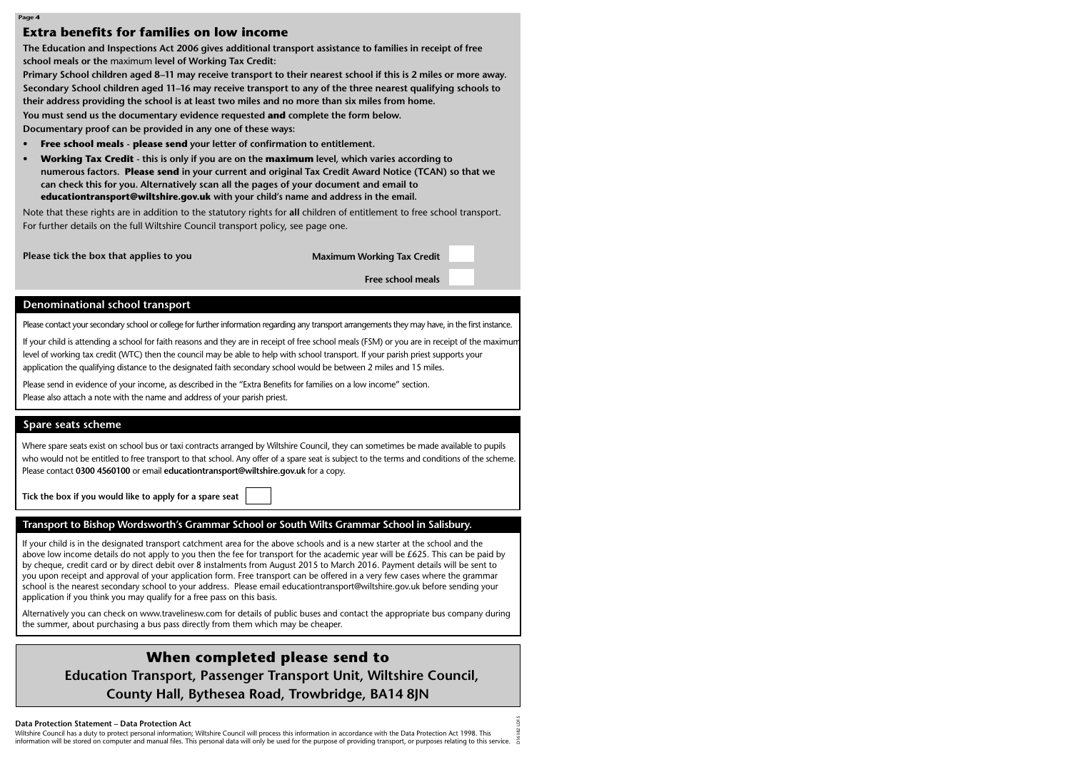## Extra benefits for families on low income

**The Education and Inspections Act 2006 gives additional transport assistance to families in receipt of free school meals or the** maximum **level of Working Tax Credit:**

**Primary School children aged 8–11 may receive transport to their nearest school if this is 2 miles or more away.**

**Secondary School children aged 11–16 may receive transport to any of the three nearest qualifying schools to their address providing the school is at least two miles and no more than six miles from home.**

**You must send us the documentary evidence requested and complete the form below.**

**Documentary proof can be provided in any one of these ways:**

- **Free school meals - please send your letter of confirmation to entitlement.**
- **Working Tax Credit - this is only if you are on the maximum level, which varies according to numerous factors. Please send in your current and original Tax Credit Award Notice (TCAN) so that we can check this for you. Alternatively scan all the pages of your document and email to educationtransport@wiltshire.gov.uk with your child's name and address in the email.**

Note that these rights are in addition to the statutory rights for **all** children of entitlement to free school transport. For further details on the full Wiltshire Council transport policy, see page one.

**Please tick the box that applies to you**

**Maximum Working Tax Credit** ☐

**Free school meals** ☐

## Denominational school transport

Please contact your secondary school or college for further information regarding any transport arrangements they may have, in the first instance.

If your child is attending a school for faith reasons and they are in receipt of free school meals (FSM) or you are in receipt of the maximum level of working tax credit (WTC) then the council may be able to help with school transport. If your parish priest supports your application the qualifying distance to the designated faith secondary school would be between 2 miles and 15 miles.

Please send in evidence of your income, as described in the "Extra Benefits for families on a low income" section. Please also attach a note with the name and address of your parish priest.

## Spare seats scheme

Where spare seats exist on school bus or taxi contracts arranged by Wiltshire Council, they can sometimes be made available to pupils who would not be entitled to free transport to that school. Any offer of a spare seat is subject to the terms and conditions of the scheme. Please contact **0300 4560100** or email **educationtransport@wiltshire.gov.uk** for a copy.

**Tick the box if you would like to apply for a spare seat** ☐

## Transport to Bishop Wordsworth's Grammar School or South Wilts Grammar School in Salisbury.

If your child is in the designated transport catchment area for the above schools and is a new starter at the school and the above low income details do not apply to you then the fee for transport for the academic year will be £625. This can be paid by by cheque, credit card or by direct debit over 8 instalments from August 2015 to March 2016. Payment details will be sent to you upon receipt and approval of your application form. Free transport can be offered in a very few cases where the grammar school is the nearest secondary school to your address. Please email educationtransport@wiltshire.gov.uk before sending your application if you think you may qualify for a free pass on this basis.

Alternatively you can check on www.travelinesw.com for details of public buses and contact the appropriate bus company during the summer, about purchasing a bus pass directly from them which may be cheaper.

## When completed please send to

**Education Transport, Passenger Transport Unit, Wiltshire Council, County Hall, Bythesea Road, Trowbridge, BA14 8JN**

**Data Protection Statement – Data Protection Act**

Wiltshire Council has a duty to protect personal information; Wiltshire Council will process this information in accordance with the Data Protection Act 1998. This information will be stored on computer and manual files. This personal data will only be used for the purpose of providing transport, or purposes relating to this service.